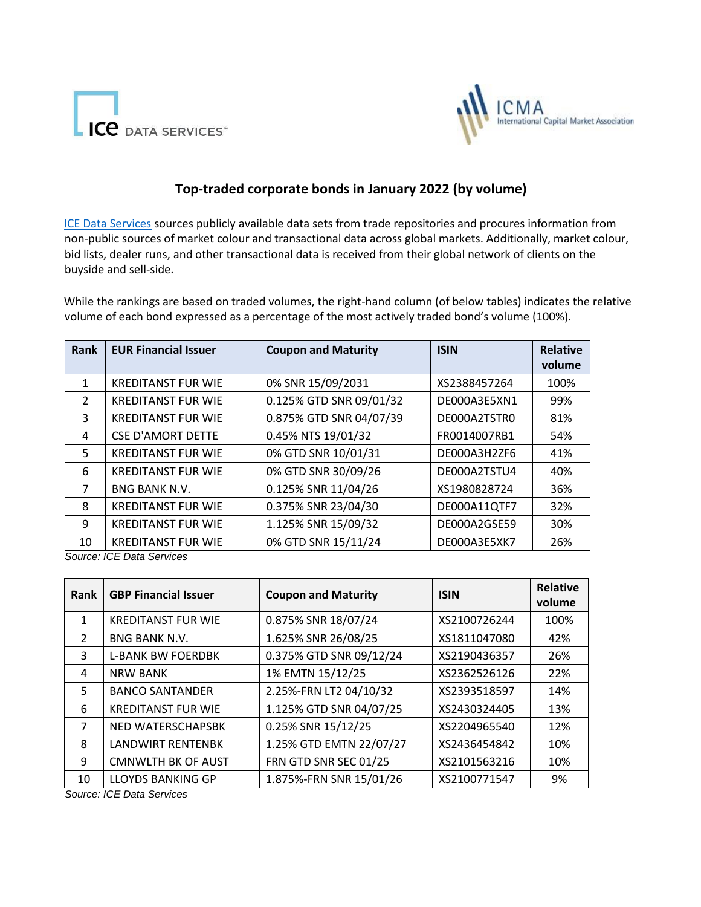# Top-traded corporate bonds in January 2022 (by volume)

ICE Data Services sources publicly available data sets from trade repositories and procures information from non-public sources of market colour and transactional data across global markets. Additionally, market colour, bid lists, dealer runs, and other transactional data is received from their global network of clients on the buyside and sell-side.

While the rankings are based on traded volumes, the right-hand column (of below tables) indicates the relative volume of each bond expressed as a percentage of the most actively traded bond's volume (100%).

| Rank | EUR Financial Issuer | Coupon and Maturity | ISIN | Relative volume |
|---|---|---|---|---|
| 1 | KREDITANST FUR WIE | 0% SNR 15/09/2031 | XS2388457264 | 100% |
| 2 | KREDITANST FUR WIE | 0.125% GTD SNR 09/01/32 | DE000A3E5XN1 | 99% |
| 3 | KREDITANST FUR WIE | 0.875% GTD SNR 04/07/39 | DE000A2TSTR0 | 81% |
| 4 | CSE D'AMORT DETTE | 0.45% NTS 19/01/32 | FR0014007RB1 | 54% |
| 5 | KREDITANST FUR WIE | 0% GTD SNR 10/01/31 | DE000A3H2ZF6 | 41% |
| 6 | KREDITANST FUR WIE | 0% GTD SNR 30/09/26 | DE000A2TSTU4 | 40% |
| 7 | BNG BANK N.V. | 0.125% SNR 11/04/26 | XS1980828724 | 36% |
| 8 | KREDITANST FUR WIE | 0.375% SNR 23/04/30 | DE000A11QTF7 | 32% |
| 9 | KREDITANST FUR WIE | 1.125% SNR 15/09/32 | DE000A2GSE59 | 30% |
| 10 | KREDITANST FUR WIE | 0% GTD SNR 15/11/24 | DE000A3E5XK7 | 26% |

*Source: ICE Data Services*

| Rank | GBP Financial Issuer | Coupon and Maturity | ISIN | Relative volume |
|---|---|---|---|---|
| 1 | KREDITANST FUR WIE | 0.875% SNR 18/07/24 | XS2100726244 | 100% |
| 2 | BNG BANK N.V. | 1.625% SNR 26/08/25 | XS1811047080 | 42% |
| 3 | L-BANK BW FOERDBK | 0.375% GTD SNR 09/12/24 | XS2190436357 | 26% |
| 4 | NRW BANK | 1% EMTN 15/12/25 | XS2362526126 | 22% |
| 5 | BANCO SANTANDER | 2.25%-FRN LT2 04/10/32 | XS2393518597 | 14% |
| 6 | KREDITANST FUR WIE | 1.125% GTD SNR 04/07/25 | XS2430324405 | 13% |
| 7 | NED WATERSCHAPSBK | 0.25% SNR 15/12/25 | XS2204965540 | 12% |
| 8 | LANDWIRT RENTENBK | 1.25% GTD EMTN 22/07/27 | XS2436454842 | 10% |
| 9 | CMNWLTH BK OF AUST | FRN GTD SNR SEC 01/25 | XS2101563216 | 10% |
| 10 | LLOYDS BANKING GP | 1.875%-FRN SNR 15/01/26 | XS2100771547 | 9% |

*Source: ICE Data Services*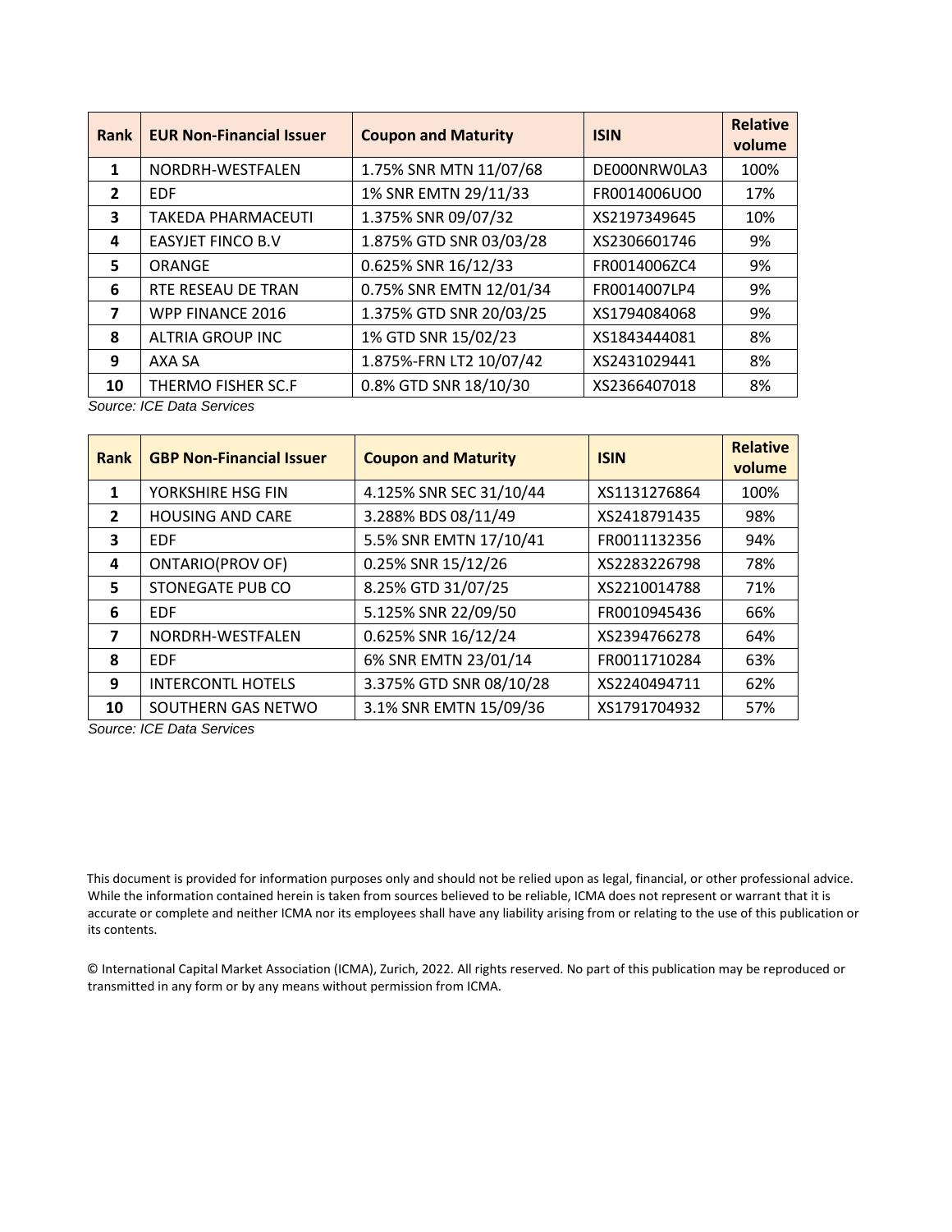| Rank | EUR Non-Financial Issuer | Coupon and Maturity | ISIN | Relative volume |
|---|---|---|---|---|
| 1 | NORDRH-WESTFALEN | 1.75% SNR MTN 11/07/68 | DE000NRW0LA3 | 100% |
| 2 | EDF | 1% SNR EMTN 29/11/33 | FR0014006UO0 | 17% |
| 3 | TAKEDA PHARMACEUTI | 1.375% SNR 09/07/32 | XS2197349645 | 10% |
| 4 | EASYJET FINCO B.V | 1.875% GTD SNR 03/03/28 | XS2306601746 | 9% |
| 5 | ORANGE | 0.625% SNR 16/12/33 | FR0014006ZC4 | 9% |
| 6 | RTE RESEAU DE TRAN | 0.75% SNR EMTN 12/01/34 | FR0014007LP4 | 9% |
| 7 | WPP FINANCE 2016 | 1.375% GTD SNR 20/03/25 | XS1794084068 | 9% |
| 8 | ALTRIA GROUP INC | 1% GTD SNR 15/02/23 | XS1843444081 | 8% |
| 9 | AXA SA | 1.875%-FRN LT2 10/07/42 | XS2431029441 | 8% |
| 10 | THERMO FISHER SC.F | 0.8% GTD SNR 18/10/30 | XS2366407018 | 8% |

*Source: ICE Data Services*

| Rank | GBP Non-Financial Issuer | Coupon and Maturity | ISIN | Relative volume |
|---|---|---|---|---|
| 1 | YORKSHIRE HSG FIN | 4.125% SNR SEC 31/10/44 | XS1131276864 | 100% |
| 2 | HOUSING AND CARE | 3.288% BDS 08/11/49 | XS2418791435 | 98% |
| 3 | EDF | 5.5% SNR EMTN 17/10/41 | FR0011132356 | 94% |
| 4 | ONTARIO(PROV OF) | 0.25% SNR 15/12/26 | XS2283226798 | 78% |
| 5 | STONEGATE PUB CO | 8.25% GTD 31/07/25 | XS2210014788 | 71% |
| 6 | EDF | 5.125% SNR 22/09/50 | FR0010945436 | 66% |
| 7 | NORDRH-WESTFALEN | 0.625% SNR 16/12/24 | XS2394766278 | 64% |
| 8 | EDF | 6% SNR EMTN 23/01/14 | FR0011710284 | 63% |
| 9 | INTERCONTL HOTELS | 3.375% GTD SNR 08/10/28 | XS2240494711 | 62% |
| 10 | SOUTHERN GAS NETWO | 3.1% SNR EMTN 15/09/36 | XS1791704932 | 57% |

*Source: ICE Data Services*

This document is provided for information purposes only and should not be relied upon as legal, financial, or other professional advice. While the information contained herein is taken from sources believed to be reliable, ICMA does not represent or warrant that it is accurate or complete and neither ICMA nor its employees shall have any liability arising from or relating to the use of this publication or its contents.

© International Capital Market Association (ICMA), Zurich, 2022. All rights reserved. No part of this publication may be reproduced or transmitted in any form or by any means without permission from ICMA.